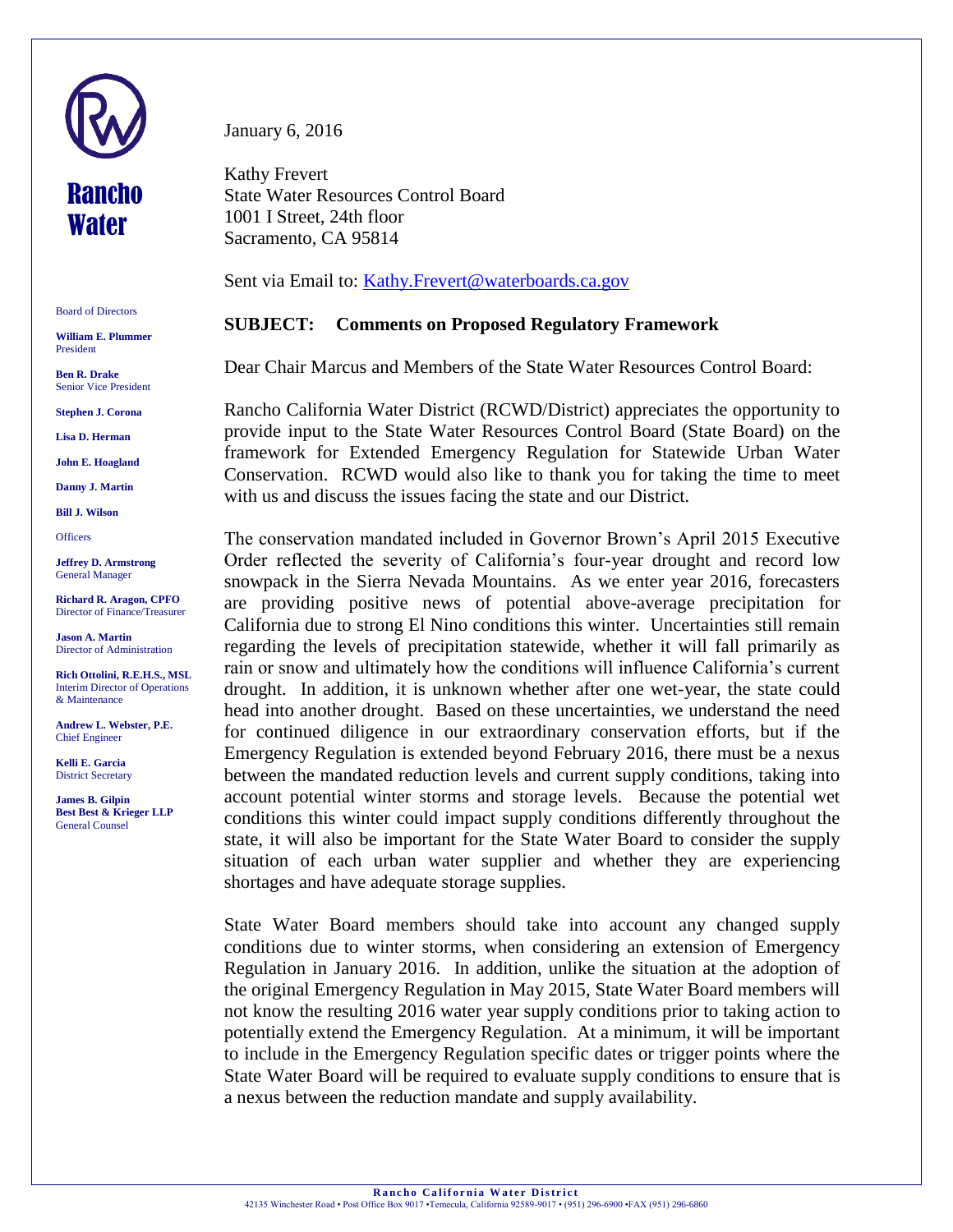Rancho Water

Board of Directors

**William E. Plummer**
President

**Ben R. Drake**
Senior Vice President

**Stephen J. Corona**

**Lisa D. Herman**

**John E. Hoagland**

**Danny J. Martin**

**Bill J. Wilson**

Officers

**Jeffrey D. Armstrong**
General Manager

**Richard R. Aragon, CPFO**
Director of Finance/Treasurer

**Jason A. Martin**
Director of Administration

**Rich Ottolini, R.E.H.S., MSL**
Interim Director of Operations & Maintenance

**Andrew L. Webster, P.E.**
Chief Engineer

**Kelli E. Garcia**
District Secretary

**James B. Gilpin**
**Best Best & Krieger LLP**
General Counsel

January 6, 2016

Kathy Frevert
State Water Resources Control Board
1001 I Street, 24th floor
Sacramento, CA 95814

Sent via Email to: Kathy.Frevert@waterboards.ca.gov

**SUBJECT: Comments on Proposed Regulatory Framework**

Dear Chair Marcus and Members of the State Water Resources Control Board:

Rancho California Water District (RCWD/District) appreciates the opportunity to provide input to the State Water Resources Control Board (State Board) on the framework for Extended Emergency Regulation for Statewide Urban Water Conservation. RCWD would also like to thank you for taking the time to meet with us and discuss the issues facing the state and our District.

The conservation mandated included in Governor Brown's April 2015 Executive Order reflected the severity of California's four-year drought and record low snowpack in the Sierra Nevada Mountains. As we enter year 2016, forecasters are providing positive news of potential above-average precipitation for California due to strong El Nino conditions this winter. Uncertainties still remain regarding the levels of precipitation statewide, whether it will fall primarily as rain or snow and ultimately how the conditions will influence California's current drought. In addition, it is unknown whether after one wet-year, the state could head into another drought. Based on these uncertainties, we understand the need for continued diligence in our extraordinary conservation efforts, but if the Emergency Regulation is extended beyond February 2016, there must be a nexus between the mandated reduction levels and current supply conditions, taking into account potential winter storms and storage levels. Because the potential wet conditions this winter could impact supply conditions differently throughout the state, it will also be important for the State Water Board to consider the supply situation of each urban water supplier and whether they are experiencing shortages and have adequate storage supplies.

State Water Board members should take into account any changed supply conditions due to winter storms, when considering an extension of Emergency Regulation in January 2016. In addition, unlike the situation at the adoption of the original Emergency Regulation in May 2015, State Water Board members will not know the resulting 2016 water year supply conditions prior to taking action to potentially extend the Emergency Regulation. At a minimum, it will be important to include in the Emergency Regulation specific dates or trigger points where the State Water Board will be required to evaluate supply conditions to ensure that is a nexus between the reduction mandate and supply availability.

**Rancho California Water District**
42135 Winchester Road • Post Office Box 9017 •Temecula, California 92589-9017 • (951) 296-6900 •FAX (951) 296-6860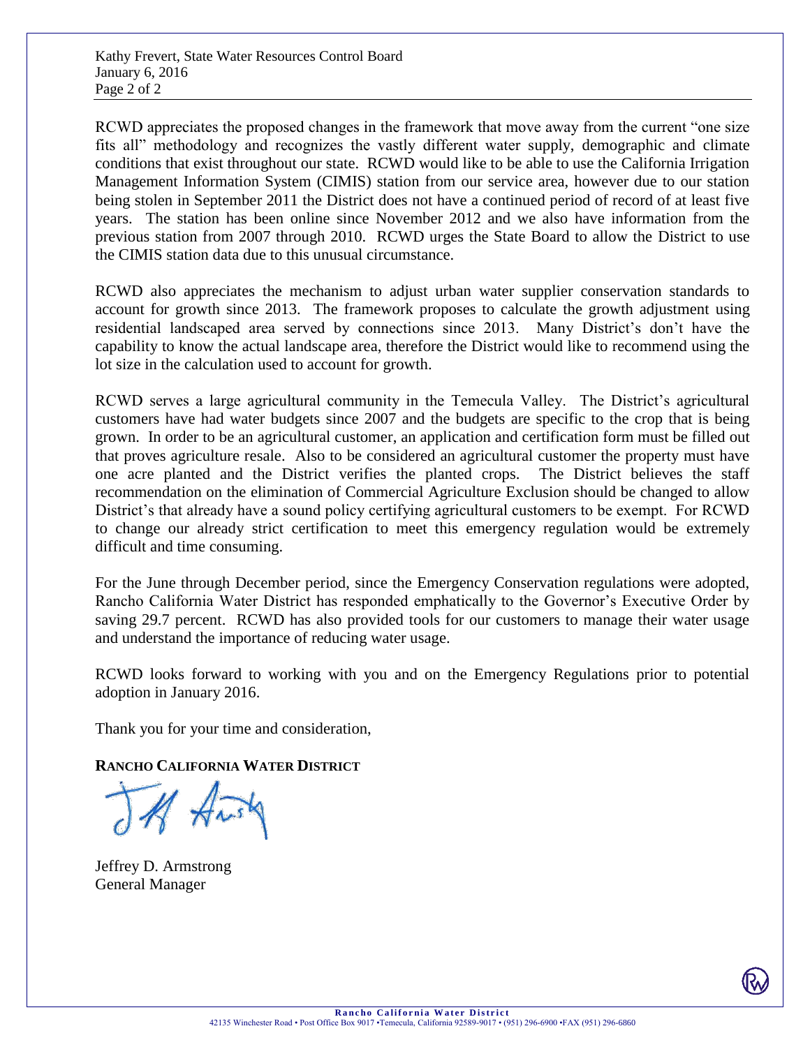RCWD appreciates the proposed changes in the framework that move away from the current "one size fits all" methodology and recognizes the vastly different water supply, demographic and climate conditions that exist throughout our state. RCWD would like to be able to use the California Irrigation Management Information System (CIMIS) station from our service area, however due to our station being stolen in September 2011 the District does not have a continued period of record of at least five years. The station has been online since November 2012 and we also have information from the previous station from 2007 through 2010. RCWD urges the State Board to allow the District to use the CIMIS station data due to this unusual circumstance.

RCWD also appreciates the mechanism to adjust urban water supplier conservation standards to account for growth since 2013. The framework proposes to calculate the growth adjustment using residential landscaped area served by connections since 2013. Many District's don't have the capability to know the actual landscape area, therefore the District would like to recommend using the lot size in the calculation used to account for growth.

RCWD serves a large agricultural community in the Temecula Valley. The District's agricultural customers have had water budgets since 2007 and the budgets are specific to the crop that is being grown. In order to be an agricultural customer, an application and certification form must be filled out that proves agriculture resale. Also to be considered an agricultural customer the property must have one acre planted and the District verifies the planted crops. The District believes the staff recommendation on the elimination of Commercial Agriculture Exclusion should be changed to allow District's that already have a sound policy certifying agricultural customers to be exempt. For RCWD to change our already strict certification to meet this emergency regulation would be extremely difficult and time consuming.

For the June through December period, since the Emergency Conservation regulations were adopted, Rancho California Water District has responded emphatically to the Governor's Executive Order by saving 29.7 percent. RCWD has also provided tools for our customers to manage their water usage and understand the importance of reducing water usage.

RCWD looks forward to working with you and on the Emergency Regulations prior to potential adoption in January 2016.

Thank you for your time and consideration,

**RANCHO CALIFORNIA WATER DISTRICT**

Jeffrey D. Armstrong
General Manager

**Rancho California Water District**
42135 Winchester Road • Post Office Box 9017 • Temecula, California 92589-9017 • (951) 296-6900 • FAX (951) 296-6860